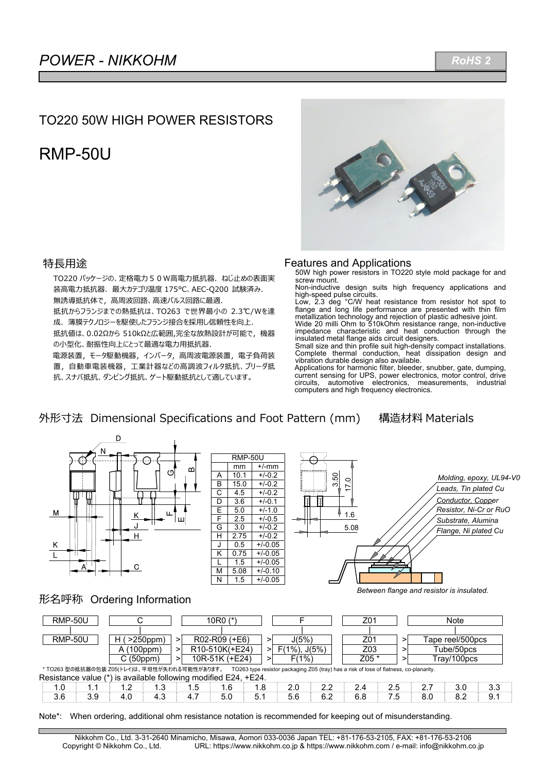# POWER - NIKKOHM

RoHS 2

## TO220 50W HIGH POWER RESISTORS

# RMP-50U

### 特長用途

TO220 パッケージの、定格電力５０W高電力抵抗器．ねじ止めの表面実装高電力抵抗器．最大カテゴリ温度 175°C、AEC-Q200 試験済み．

無誘導抵抗体で，高周波回路、高速パルス回路に最適．

抵抗からフランジまでの熱抵抗は、TO263 で世界最小の 2.3℃/Wを達成．薄膜テクノロジーを駆使したフランジ接合を採用し信頼性を向上．

抵抗値は、0.02Ωから 510kΩと広範囲,完全な放熱設計が可能で，機器の小型化、耐振性向上にとって最適な電力用抵抗器．

電源装置，モータ駆動機器，インバータ，高周波電源装置，電子負荷装置，自動車電装機器，工業計器などの高調波フィルタ抵抗、ブリーダ抵抗、スナバ抵抗、ダンピング抵抗、ゲート駆動抵抗として適しています。

### Features and Applications

50W high power resistors in TO220 style mold package for and screw mount.

Non-inductive design suits high frequency applications and high-speed pulse circuits.

Low, 2.3 deg °C/W heat resistance from resistor hot spot to flange and long life performance are presented with thin film metallization technology and rejection of plastic adhesive joint.

Wide 20 milli Ohm to 510kOhm resistance range, non-inductive impedance characteristic and heat conduction through the insulated metal flange aids circuit designers.

Small size and thin profile suit high-density compact installations. Complete thermal conduction, heat dissipation design and vibration durable design also available.

Applications for harmonic filter, bleeder, snubber, gate, dumping, current sensing for UPS, power electronics, motor control, drive circuits, automotive electronics, measurements, industrial computers and high frequency electronics.

### 外形寸法 Dimensional Specifications and Foot Pattern (mm)

| RMP-50U | mm | +/-mm |
|---|---|---|
| A | 10.1 | +/-0.2 |
| B | 15.0 | +/-0.2 |
| C | 4.5 | +/-0.2 |
| D | 3.6 | +/-0.1 |
| E | 5.0 | +/-1.0 |
| F | 2.5 | +/-0.5 |
| G | 3.0 | +/-0.2 |
| H | 2.75 | +/-0.2 |
| J | 0.5 | +/-0.05 |
| K | 0.75 | +/-0.05 |
| L | 1.5 | +/-0.05 |
| M | 5.08 | +/-0.10 |
| N | 1.5 | +/-0.05 |

Foot pattern: 3.50, 17.0, 1.6, 5.08

### 構造材料 Materials

- Molding, epoxy, UL94-V0
- Leads, Tin plated Cu
- Conductor, Copper
- Resistor, Ni-Cr or RuO
- Substrate, Alumina
- Flange, Ni plated Cu

Between flange and resistor is insulated.

### 形名呼称 Ordering Information

| RMP-50U | C | 10R0 (*) | F | Z01 | Note |
|---|---|---|---|---|---|
| RMP-50U | H ( >250ppm) | R02-R09 (+E6) | J(5%) | Z01 | Tape reel/500pcs |
| | A (100ppm) | R10-510K(+E24) | F(1%), J(5%) | Z03 | Tube/50pcs |
| | C (50ppm) | 10R-51K (+E24) | F(1%) | Z05 * | Tray/100pcs |

* TO263 型の抵抗器の包装 Z05(トレイ)は、平坦性が失われる可能性があります。 TO263 type resistor packaging Z05 (tray) has a risk of lose of flatness, co-planarity.

Resistance value (*) is available following modified E24, +E24.

| 1.0 | 1.1 | 1.2 | 1.3 | 1.5 | 1.6 | 1.8 | 2.0 | 2.2 | 2.4 | 2.5 | 2.7 | 3.0 | 3.3 |
|---|---|---|---|---|---|---|---|---|---|---|---|---|---|
| 3.6 | 3.9 | 4.0 | 4.3 | 4.7 | 5.0 | 5.1 | 5.6 | 6.2 | 6.8 | 7.5 | 8.0 | 8.2 | 9.1 |

Note*: When ordering, additional ohm resistance notation is recommended for keeping out of misunderstanding.

Nikkohm Co., Ltd. 3-31-2640 Minamicho, Misawa, Aomori 033-0036 Japan TEL: +81-176-53-2105, FAX: +81-176-53-2106
Copyright © Nikkohm Co., Ltd. URL: https://www.nikkohm.co.jp & https://www.nikkohm.com / e-mail: info@nikkohm.co.jp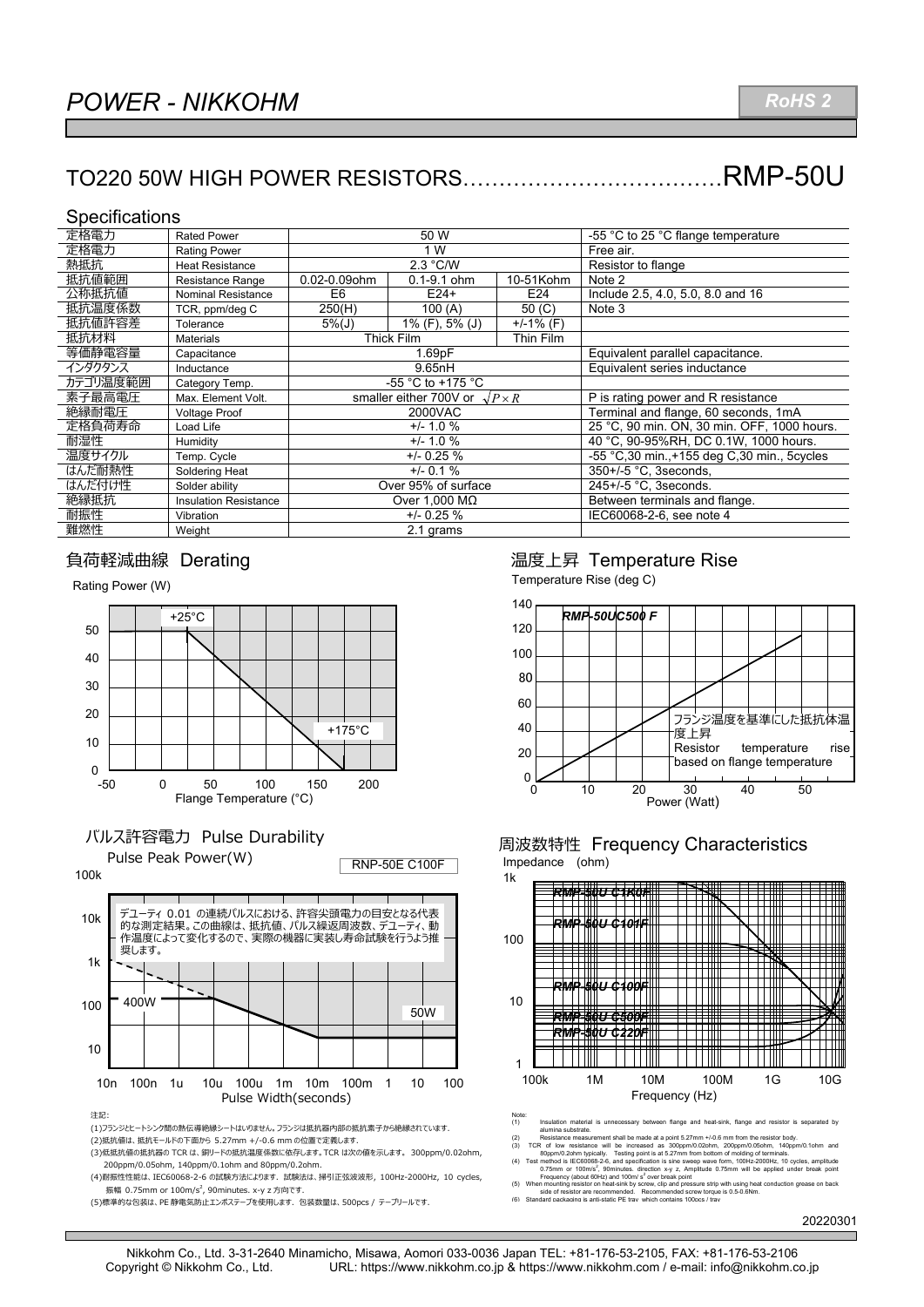# POWER - NIKKOHM

RoHS 2

## TO220 50W HIGH POWER RESISTORS……………………………RMP-50U

### Specifications

| | | | | | |
|---|---|---|---|---|---|
| 定格電力 | Rated Power | 50 W | | | -55 °C to 25 °C flange temperature |
| 定格電力 | Rating Power | 1 W | | | Free air. |
| 熱抵抗 | Heat Resistance | 2.3 °C/W | | | Resistor to flange |
| 抵抗値範囲 | Resistance Range | 0.02-0.09ohm | 0.1-9.1 ohm | 10-51Kohm | Note 2 |
| 公称抵抗値 | Nominal Resistance | E6 | E24+ | E24 | Include 2.5, 4.0, 5.0, 8.0 and 16 |
| 抵抗温度係数 | TCR, ppm/deg C | 250(H) | 100 (A) | 50 (C) | Note 3 |
| 抵抗値許容差 | Tolerance | 5%(J) | 1% (F), 5% (J) | +/-1% (F) | |
| 抵抗材料 | Materials | Thick Film | | Thin Film | |
| 等価静電容量 | Capacitance | 1.69pF | | | Equivalent parallel capacitance. |
| インダクタンス | Inductance | 9.65nH | | | Equivalent series inductance |
| カテゴリ温度範囲 | Category Temp. | -55 °C to +175 °C | | | |
| 素子最高電圧 | Max. Element Volt. | smaller either 700V or $\sqrt{P \times R}$ | | | P is rating power and R resistance |
| 絶縁耐電圧 | Voltage Proof | 2000VAC | | | Terminal and flange, 60 seconds, 1mA |
| 定格負荷寿命 | Load Life | +/- 1.0 % | | | 25 °C, 90 min. ON, 30 min. OFF, 1000 hours. |
| 耐湿性 | Humidity | +/- 1.0 % | | | 40 °C, 90-95%RH, DC 0.1W, 1000 hours. |
| 温度サイクル | Temp. Cycle | +/- 0.25 % | | | -55 °C,30 min.,+155 deg C,30 min., 5cycles |
| はんだ耐熱性 | Soldering Heat | +/- 0.1 % | | | 350+/-5 °C, 3seconds, |
| はんだ付け性 | Solder ability | Over 95% of surface | | | 245+/-5 °C, 3seconds. |
| 絶縁抵抗 | Insulation Resistance | Over 1,000 MΩ | | | Between terminals and flange. |
| 耐振性 | Vibration | +/- 0.25 % | | | IEC60068-2-6, see note 4 |
| 難燃性 | Weight | 2.1 grams | | | |

### 負荷軽減曲線 Derating

Rating Power (W)

+25°C

+175°C

Flange Temperature (°C)

### 温度上昇 Temperature Rise

Temperature Rise (deg C)

RMP-50UC500 F

フランジ温度を基準にした抵抗体温度上昇

Resistor temperature rise based on flange temperature

Power (Watt)

### パルス許容電力 Pulse Durability

Pulse Peak Power(W)

RNP-50E C100F

デューティ 0.01 の連続パルスにおける、許容尖頭電力の目安となる代表的な測定結果。この曲線は、抵抗値、パルス繰返周波数、デューティ、動作温度によって変化するので、実際の機器に実装し寿命試験を行うよう推奨します。

400W

50W

Pulse Width(seconds)

### 周波数特性 Frequency Characteristics

Impedance (ohm)

RMP-50U C1K0F

RMP-50U C101F

RMP-50U C100F

RMP-50U C500F

RMP-50U C220F

Frequency (Hz)

注記:

(1)フランジとヒートシンク間の熱伝導絶縁シートはいりません。フランジは抵抗器内部の抵抗素子から絶縁されています.

(2)抵抗値は、抵抗モールドの下面から 5.27mm +/-0.6 mm の位置で定義します.

(3)低抵抗値の抵抗器の TCR は、銅リードの抵抗温度係数に依存します。TCR は次の値を示します。 300ppm/0.02ohm, 200ppm/0.05ohm, 140ppm/0.1ohm and 80ppm/0.2ohm.

(4)耐振性性能は、IEC60068-2-6 の試験方法によります. 試験法は、掃引正弦波波形, 100Hz-2000Hz, 10 cycles, 振幅 0.75mm or 100m/s$^2$, 90minutes. x-y z 方向です.

(5)標準的な包装は、PE 静電気防止エンボステープを使用します. 包装数量は、500pcs / テープリールです.

Note:

(1) Insulation material is unnecessary between flange and heat-sink, flange and resistor is separated by alumina substrate.

(2) Resistance measurement shall be made at a point 5.27mm +/-0.6 mm from the resistor body.

(3) TCR of low resistance will be increased as 300ppm/0.02ohm, 200ppm/0.05ohm, 140ppm/0.1ohm and 80ppm/0.2ohm typically. Testing point is at 5.27mm from bottom of molding of terminals.

(4) Test method is IEC60068-2-6, and specification is sine sweep wave form, 100Hz-2000Hz, 10 cycles, amplitude 0.75mm or 100m/s$^2$, 90minutes. direction x-y z, Amplitude 0.75mm will be applied under break point Frequency (about 60Hz) and 100m/s$^2$ over break point

(5) When mounting resistor on heat-sink by screw, clip and pressure strip with using heat conduction grease on back side of resistor are recommended. Recommended screw torque is 0.5-0.6Nm.

(6) Standard packaging is anti-static PE tray which contains 100pcs / tray

20220301

Nikkohm Co., Ltd. 3-31-2640 Minamicho, Misawa, Aomori 033-0036 Japan TEL: +81-176-53-2105, FAX: +81-176-53-2106
Copyright © Nikkohm Co., Ltd. URL: https://www.nikkohm.co.jp & https://www.nikkohm.com / e-mail: info@nikkohm.co.jp